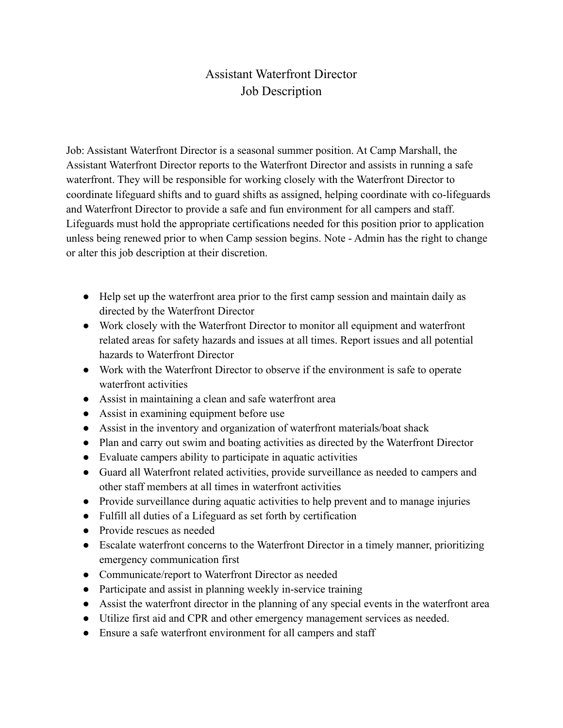# Assistant Waterfront Director
## Job Description

Job: Assistant Waterfront Director is a seasonal summer position. At Camp Marshall, the Assistant Waterfront Director reports to the Waterfront Director and assists in running a safe waterfront. They will be responsible for working closely with the Waterfront Director to coordinate lifeguard shifts and to guard shifts as assigned, helping coordinate with co-lifeguards and Waterfront Director to provide a safe and fun environment for all campers and staff. Lifeguards must hold the appropriate certifications needed for this position prior to application unless being renewed prior to when Camp session begins. Note - Admin has the right to change or alter this job description at their discretion.

- Help set up the waterfront area prior to the first camp session and maintain daily as directed by the Waterfront Director
- Work closely with the Waterfront Director to monitor all equipment and waterfront related areas for safety hazards and issues at all times. Report issues and all potential hazards to Waterfront Director
- Work with the Waterfront Director to observe if the environment is safe to operate waterfront activities
- Assist in maintaining a clean and safe waterfront area
- Assist in examining equipment before use
- Assist in the inventory and organization of waterfront materials/boat shack
- Plan and carry out swim and boating activities as directed by the Waterfront Director
- Evaluate campers ability to participate in aquatic activities
- Guard all Waterfront related activities, provide surveillance as needed to campers and other staff members at all times in waterfront activities
- Provide surveillance during aquatic activities to help prevent and to manage injuries
- Fulfill all duties of a Lifeguard as set forth by certification
- Provide rescues as needed
- Escalate waterfront concerns to the Waterfront Director in a timely manner, prioritizing emergency communication first
- Communicate/report to Waterfront Director as needed
- Participate and assist in planning weekly in-service training
- Assist the waterfront director in the planning of any special events in the waterfront area
- Utilize first aid and CPR and other emergency management services as needed.
- Ensure a safe waterfront environment for all campers and staff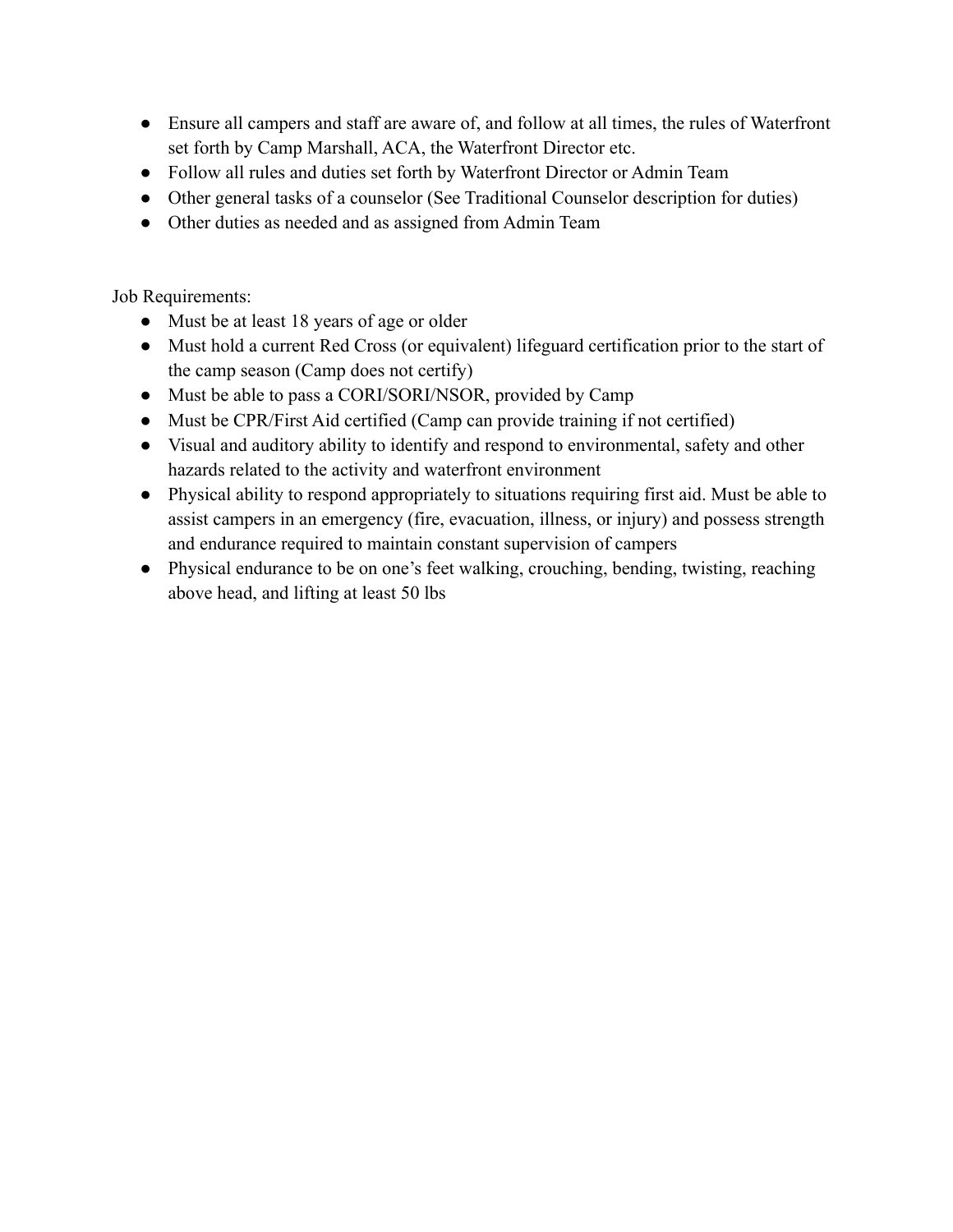- Ensure all campers and staff are aware of, and follow at all times, the rules of Waterfront set forth by Camp Marshall, ACA, the Waterfront Director etc.
- Follow all rules and duties set forth by Waterfront Director or Admin Team
- Other general tasks of a counselor (See Traditional Counselor description for duties)
- Other duties as needed and as assigned from Admin Team

Job Requirements:

- Must be at least 18 years of age or older
- Must hold a current Red Cross (or equivalent) lifeguard certification prior to the start of the camp season (Camp does not certify)
- Must be able to pass a CORI/SORI/NSOR, provided by Camp
- Must be CPR/First Aid certified (Camp can provide training if not certified)
- Visual and auditory ability to identify and respond to environmental, safety and other hazards related to the activity and waterfront environment
- Physical ability to respond appropriately to situations requiring first aid. Must be able to assist campers in an emergency (fire, evacuation, illness, or injury) and possess strength and endurance required to maintain constant supervision of campers
- Physical endurance to be on one's feet walking, crouching, bending, twisting, reaching above head, and lifting at least 50 lbs